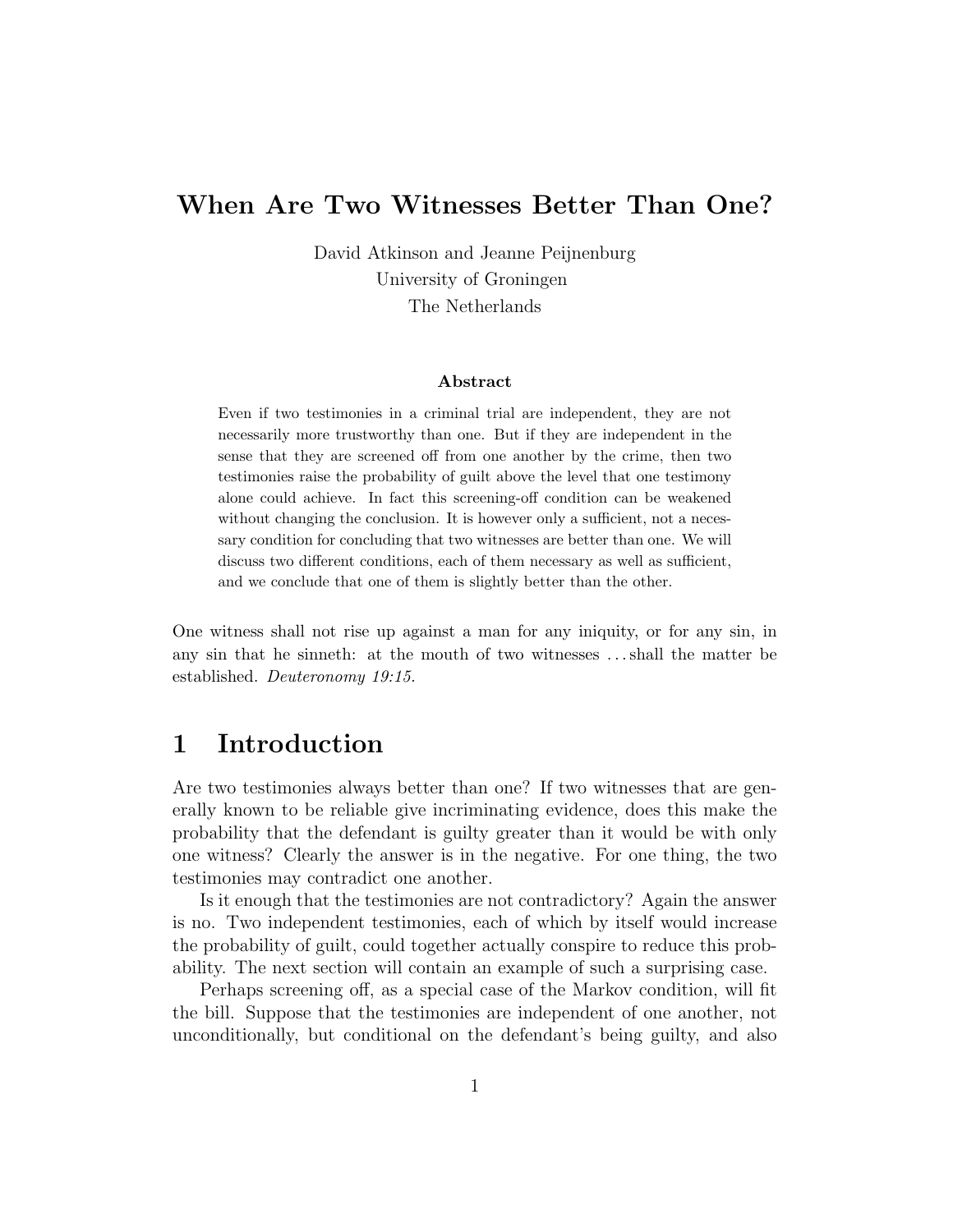# When Are Two Witnesses Better Than One?

David Atkinson and Jeanne Peijnenburg
University of Groningen
The Netherlands

### Abstract

Even if two testimonies in a criminal trial are independent, they are not necessarily more trustworthy than one. But if they are independent in the sense that they are screened off from one another by the crime, then two testimonies raise the probability of guilt above the level that one testimony alone could achieve. In fact this screening-off condition can be weakened without changing the conclusion. It is however only a sufficient, not a necessary condition for concluding that two witnesses are better than one. We will discuss two different conditions, each of them necessary as well as sufficient, and we conclude that one of them is slightly better than the other.

One witness shall not rise up against a man for any iniquity, or for any sin, in any sin that he sinneth: at the mouth of two witnesses ... shall the matter be established. *Deuteronomy 19:15.*

## 1 Introduction

Are two testimonies always better than one? If two witnesses that are generally known to be reliable give incriminating evidence, does this make the probability that the defendant is guilty greater than it would be with only one witness? Clearly the answer is in the negative. For one thing, the two testimonies may contradict one another.

Is it enough that the testimonies are not contradictory? Again the answer is no. Two independent testimonies, each of which by itself would increase the probability of guilt, could together actually conspire to reduce this probability. The next section will contain an example of such a surprising case.

Perhaps screening off, as a special case of the Markov condition, will fit the bill. Suppose that the testimonies are independent of one another, not unconditionally, but conditional on the defendant's being guilty, and also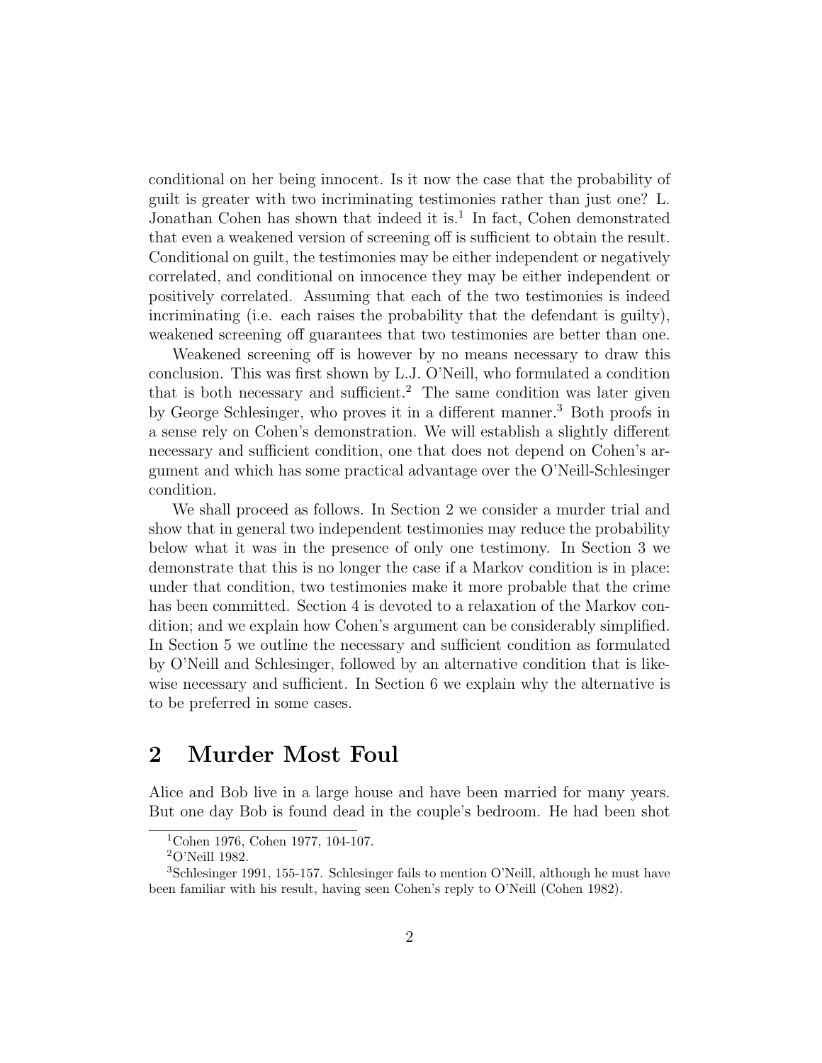conditional on her being innocent. Is it now the case that the probability of guilt is greater with two incriminating testimonies rather than just one? L. Jonathan Cohen has shown that indeed it is.[1] In fact, Cohen demonstrated that even a weakened version of screening off is sufficient to obtain the result. Conditional on guilt, the testimonies may be either independent or negatively correlated, and conditional on innocence they may be either independent or positively correlated. Assuming that each of the two testimonies is indeed incriminating (i.e. each raises the probability that the defendant is guilty), weakened screening off guarantees that two testimonies are better than one.

Weakened screening off is however by no means necessary to draw this conclusion. This was first shown by L.J. O'Neill, who formulated a condition that is both necessary and sufficient.[2] The same condition was later given by George Schlesinger, who proves it in a different manner.[3] Both proofs in a sense rely on Cohen's demonstration. We will establish a slightly different necessary and sufficient condition, one that does not depend on Cohen's argument and which has some practical advantage over the O'Neill-Schlesinger condition.

We shall proceed as follows. In Section 2 we consider a murder trial and show that in general two independent testimonies may reduce the probability below what it was in the presence of only one testimony. In Section 3 we demonstrate that this is no longer the case if a Markov condition is in place: under that condition, two testimonies make it more probable that the crime has been committed. Section 4 is devoted to a relaxation of the Markov condition; and we explain how Cohen's argument can be considerably simplified. In Section 5 we outline the necessary and sufficient condition as formulated by O'Neill and Schlesinger, followed by an alternative condition that is likewise necessary and sufficient. In Section 6 we explain why the alternative is to be preferred in some cases.

## 2 Murder Most Foul

Alice and Bob live in a large house and have been married for many years. But one day Bob is found dead in the couple's bedroom. He had been shot

[1] Cohen 1976, Cohen 1977, 104-107.

[2] O'Neill 1982.

[3] Schlesinger 1991, 155-157. Schlesinger fails to mention O'Neill, although he must have been familiar with his result, having seen Cohen's reply to O'Neill (Cohen 1982).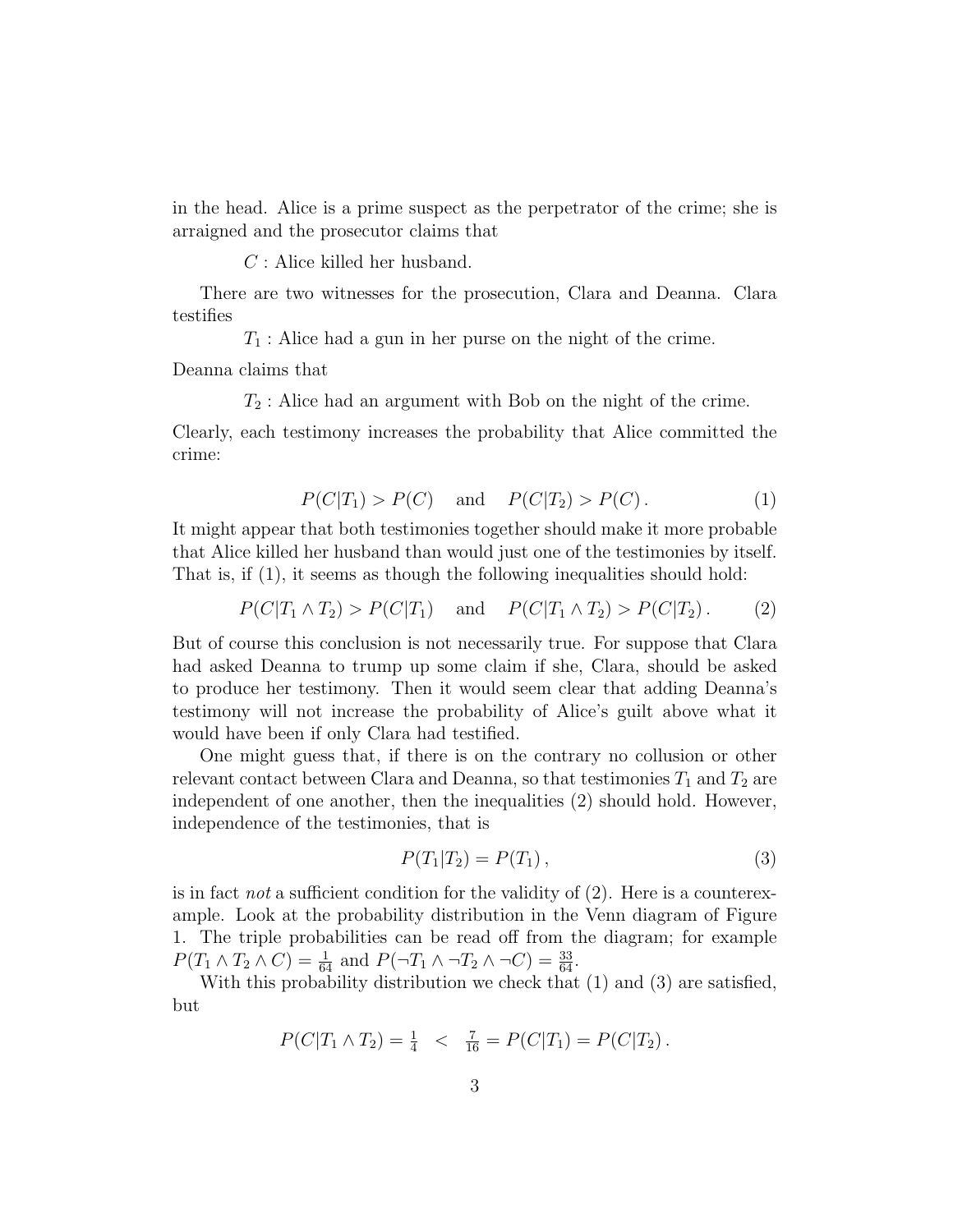in the head. Alice is a prime suspect as the perpetrator of the crime; she is arraigned and the prosecutor claims that

$C$ : Alice killed her husband.

There are two witnesses for the prosecution, Clara and Deanna. Clara testifies

$T_1$ : Alice had a gun in her purse on the night of the crime.

Deanna claims that

$T_2$ : Alice had an argument with Bob on the night of the crime.

Clearly, each testimony increases the probability that Alice committed the crime:

$$P(C|T_1) > P(C) \quad \text{and} \quad P(C|T_2) > P(C)\,. \tag{1}$$

It might appear that both testimonies together should make it more probable that Alice killed her husband than would just one of the testimonies by itself. That is, if (1), it seems as though the following inequalities should hold:

$$P(C|T_1 \wedge T_2) > P(C|T_1) \quad \text{and} \quad P(C|T_1 \wedge T_2) > P(C|T_2)\,. \tag{2}$$

But of course this conclusion is not necessarily true. For suppose that Clara had asked Deanna to trump up some claim if she, Clara, should be asked to produce her testimony. Then it would seem clear that adding Deanna's testimony will not increase the probability of Alice's guilt above what it would have been if only Clara had testified.

One might guess that, if there is on the contrary no collusion or other relevant contact between Clara and Deanna, so that testimonies $T_1$ and $T_2$ are independent of one another, then the inequalities (2) should hold. However, independence of the testimonies, that is

$$P(T_1|T_2) = P(T_1)\,, \tag{3}$$

is in fact *not* a sufficient condition for the validity of (2). Here is a counterexample. Look at the probability distribution in the Venn diagram of Figure 1. The triple probabilities can be read off from the diagram; for example $P(T_1 \wedge T_2 \wedge C) = \frac{1}{64}$ and $P(\neg T_1 \wedge \neg T_2 \wedge \neg C) = \frac{33}{64}$.

With this probability distribution we check that (1) and (3) are satisfied, but

$$P(C|T_1 \wedge T_2) = \tfrac{1}{4} \;\; < \;\; \tfrac{7}{16} = P(C|T_1) = P(C|T_2)\,.$$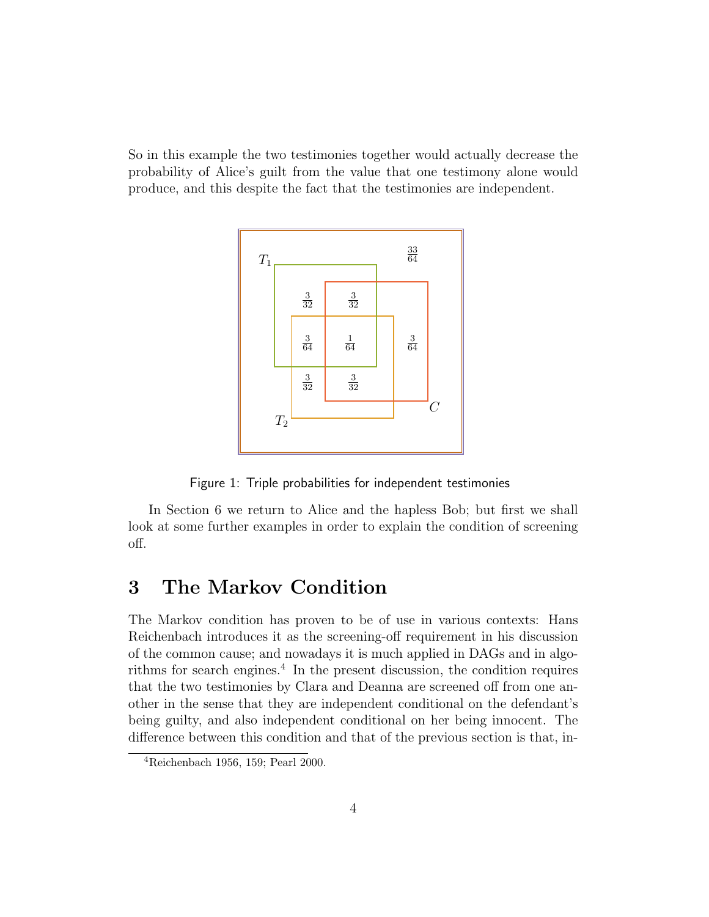So in this example the two testimonies together would actually decrease the probability of Alice's guilt from the value that one testimony alone would produce, and this despite the fact that the testimonies are independent.

Figure 1: Triple probabilities for independent testimonies

In Section 6 we return to Alice and the hapless Bob; but first we shall look at some further examples in order to explain the condition of screening off.

# 3 The Markov Condition

The Markov condition has proven to be of use in various contexts: Hans Reichenbach introduces it as the screening-off requirement in his discussion of the common cause; and nowadays it is much applied in DAGs and in algorithms for search engines.[4] In the present discussion, the condition requires that the two testimonies by Clara and Deanna are screened off from one another in the sense that they are independent conditional on the defendant's being guilty, and also independent conditional on her being innocent. The difference between this condition and that of the previous section is that, in-

[4] Reichenbach 1956, 159; Pearl 2000.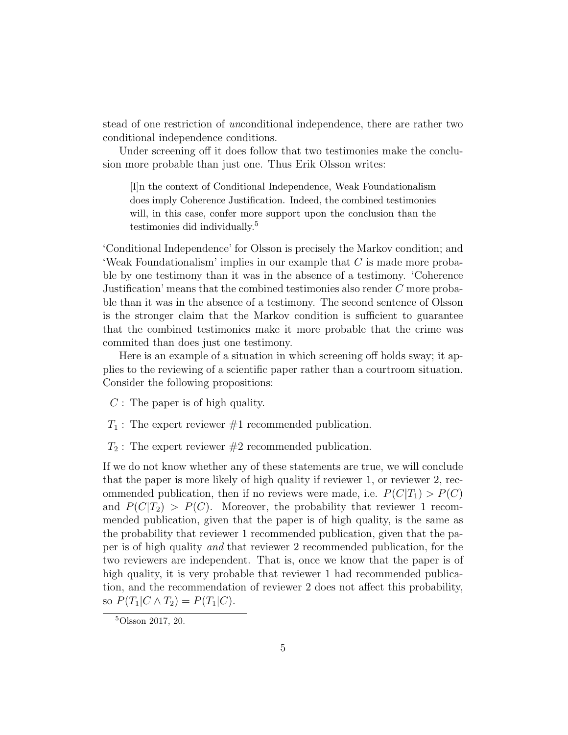stead of one restriction of *un*conditional independence, there are rather two conditional independence conditions.

Under screening off it does follow that two testimonies make the conclusion more probable than just one. Thus Erik Olsson writes:

> [I]n the context of Conditional Independence, Weak Foundationalism does imply Coherence Justification. Indeed, the combined testimonies will, in this case, confer more support upon the conclusion than the testimonies did individually.[5]

'Conditional Independence' for Olsson is precisely the Markov condition; and 'Weak Foundationalism' implies in our example that $C$ is made more probable by one testimony than it was in the absence of a testimony. 'Coherence Justification' means that the combined testimonies also render $C$ more probable than it was in the absence of a testimony. The second sentence of Olsson is the stronger claim that the Markov condition is sufficient to guarantee that the combined testimonies make it more probable that the crime was commited than does just one testimony.

Here is an example of a situation in which screening off holds sway; it applies to the reviewing of a scientific paper rather than a courtroom situation. Consider the following propositions:

- $C$ : The paper is of high quality.
- $T_1$ : The expert reviewer #1 recommended publication.
- $T_2$ : The expert reviewer #2 recommended publication.

If we do not know whether any of these statements are true, we will conclude that the paper is more likely of high quality if reviewer 1, or reviewer 2, recommended publication, then if no reviews were made, i.e. $P(C|T_1) > P(C)$ and $P(C|T_2) > P(C)$. Moreover, the probability that reviewer 1 recommended publication, given that the paper is of high quality, is the same as the probability that reviewer 1 recommended publication, given that the paper is of high quality *and* that reviewer 2 recommended publication, for the two reviewers are independent. That is, once we know that the paper is of high quality, it is very probable that reviewer 1 had recommended publication, and the recommendation of reviewer 2 does not affect this probability, so $P(T_1|C \wedge T_2) = P(T_1|C)$.

[5] Olsson 2017, 20.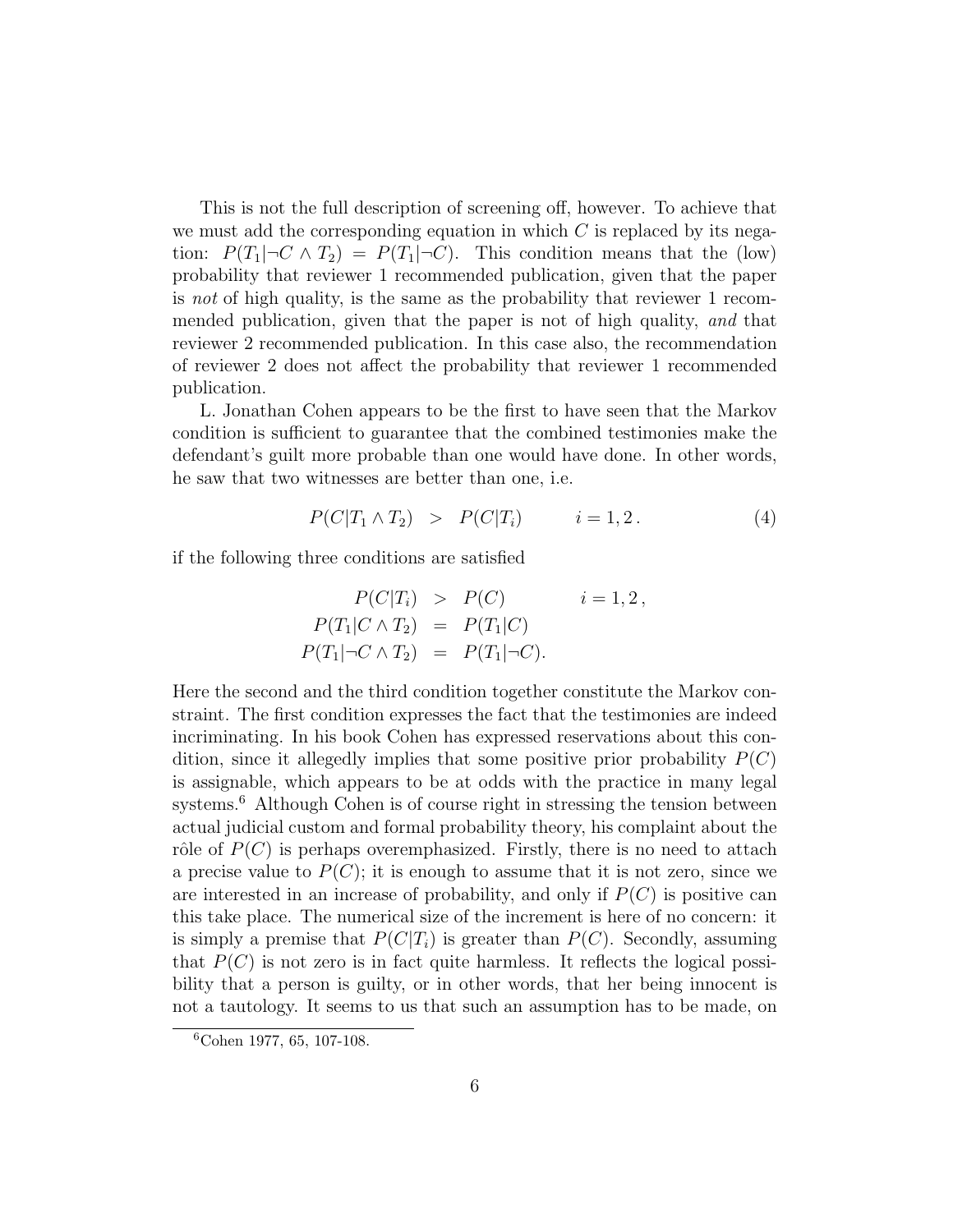This is not the full description of screening off, however. To achieve that we must add the corresponding equation in which $C$ is replaced by its negation: $P(T_1|\neg C \wedge T_2) = P(T_1|\neg C)$. This condition means that the (low) probability that reviewer 1 recommended publication, given that the paper is *not* of high quality, is the same as the probability that reviewer 1 recommended publication, given that the paper is not of high quality, *and* that reviewer 2 recommended publication. In this case also, the recommendation of reviewer 2 does not affect the probability that reviewer 1 recommended publication.

L. Jonathan Cohen appears to be the first to have seen that the Markov condition is sufficient to guarantee that the combined testimonies make the defendant's guilt more probable than one would have done. In other words, he saw that two witnesses are better than one, i.e.

$$P(C|T_1 \wedge T_2) \;>\; P(C|T_i) \qquad i = 1, 2\,. \tag{4}$$

if the following three conditions are satisfied

$$\begin{aligned} P(C|T_i) &> P(C) \qquad i = 1, 2\,, \\ P(T_1|C \wedge T_2) &= P(T_1|C) \\ P(T_1|\neg C \wedge T_2) &= P(T_1|\neg C). \end{aligned}$$

Here the second and the third condition together constitute the Markov constraint. The first condition expresses the fact that the testimonies are indeed incriminating. In his book Cohen has expressed reservations about this condition, since it allegedly implies that some positive prior probability $P(C)$ is assignable, which appears to be at odds with the practice in many legal systems.[6] Although Cohen is of course right in stressing the tension between actual judicial custom and formal probability theory, his complaint about the rôle of $P(C)$ is perhaps overemphasized. Firstly, there is no need to attach a precise value to $P(C)$; it is enough to assume that it is not zero, since we are interested in an increase of probability, and only if $P(C)$ is positive can this take place. The numerical size of the increment is here of no concern: it is simply a premise that $P(C|T_i)$ is greater than $P(C)$. Secondly, assuming that $P(C)$ is not zero is in fact quite harmless. It reflects the logical possibility that a person is guilty, or in other words, that her being innocent is not a tautology. It seems to us that such an assumption has to be made, on

[6] Cohen 1977, 65, 107-108.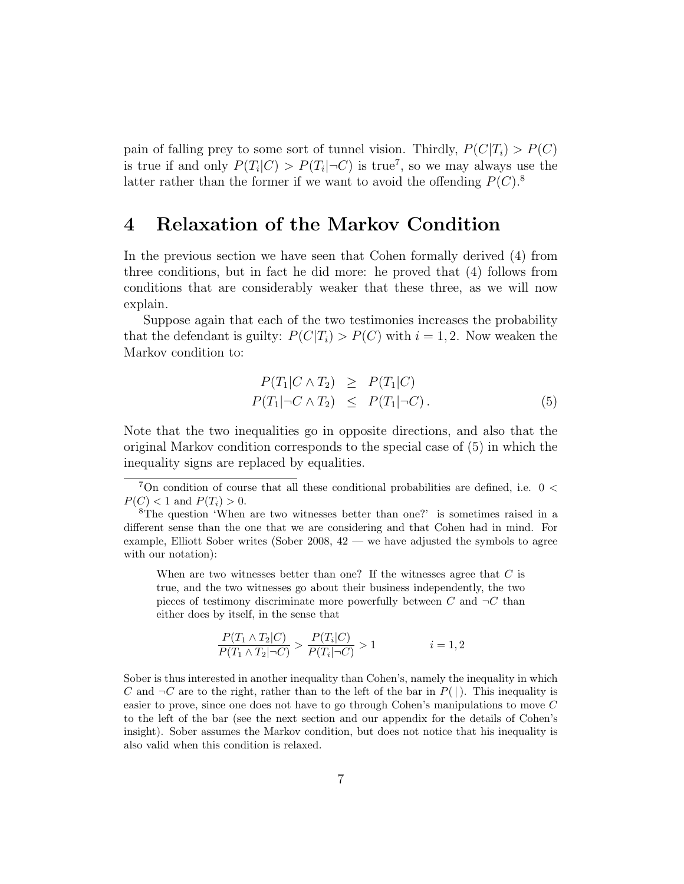pain of falling prey to some sort of tunnel vision. Thirdly, $P(C|T_i) > P(C)$ is true if and only $P(T_i|C) > P(T_i|\neg C)$ is true[7], so we may always use the latter rather than the former if we want to avoid the offending $P(C)$.[8]

# 4 Relaxation of the Markov Condition

In the previous section we have seen that Cohen formally derived (4) from three conditions, but in fact he did more: he proved that (4) follows from conditions that are considerably weaker that these three, as we will now explain.

Suppose again that each of the two testimonies increases the probability that the defendant is guilty: $P(C|T_i) > P(C)$ with $i = 1, 2$. Now weaken the Markov condition to:

$$
\begin{array}{rcl}
P(T_1|C \wedge T_2) & \geq & P(T_1|C) \\
P(T_1|\neg C \wedge T_2) & \leq & P(T_1|\neg C)\,.
\end{array}
\qquad (5)
$$

Note that the two inequalities go in opposite directions, and also that the original Markov condition corresponds to the special case of (5) in which the inequality signs are replaced by equalities.

---

[7]On condition of course that all these conditional probabilities are defined, i.e. $0 < P(C) < 1$ and $P(T_i) > 0$.

[8]The question 'When are two witnesses better than one?' is sometimes raised in a different sense than the one that we are considering and that Cohen had in mind. For example, Elliott Sober writes (Sober 2008, 42 — we have adjusted the symbols to agree with our notation):

> When are two witnesses better than one? If the witnesses agree that $C$ is true, and the two witnesses go about their business independently, the two pieces of testimony discriminate more powerfully between $C$ and $\neg C$ than either does by itself, in the sense that
>
> $$\frac{P(T_1 \wedge T_2|C)}{P(T_1 \wedge T_2|\neg C)} > \frac{P(T_i|C)}{P(T_i|\neg C)} > 1 \qquad i = 1, 2$$

Sober is thus interested in another inequality than Cohen's, namely the inequality in which $C$ and $\neg C$ are to the right, rather than to the left of the bar in $P(\,|\,)$. This inequality is easier to prove, since one does not have to go through Cohen's manipulations to move $C$ to the left of the bar (see the next section and our appendix for the details of Cohen's insight). Sober assumes the Markov condition, but does not notice that his inequality is also valid when this condition is relaxed.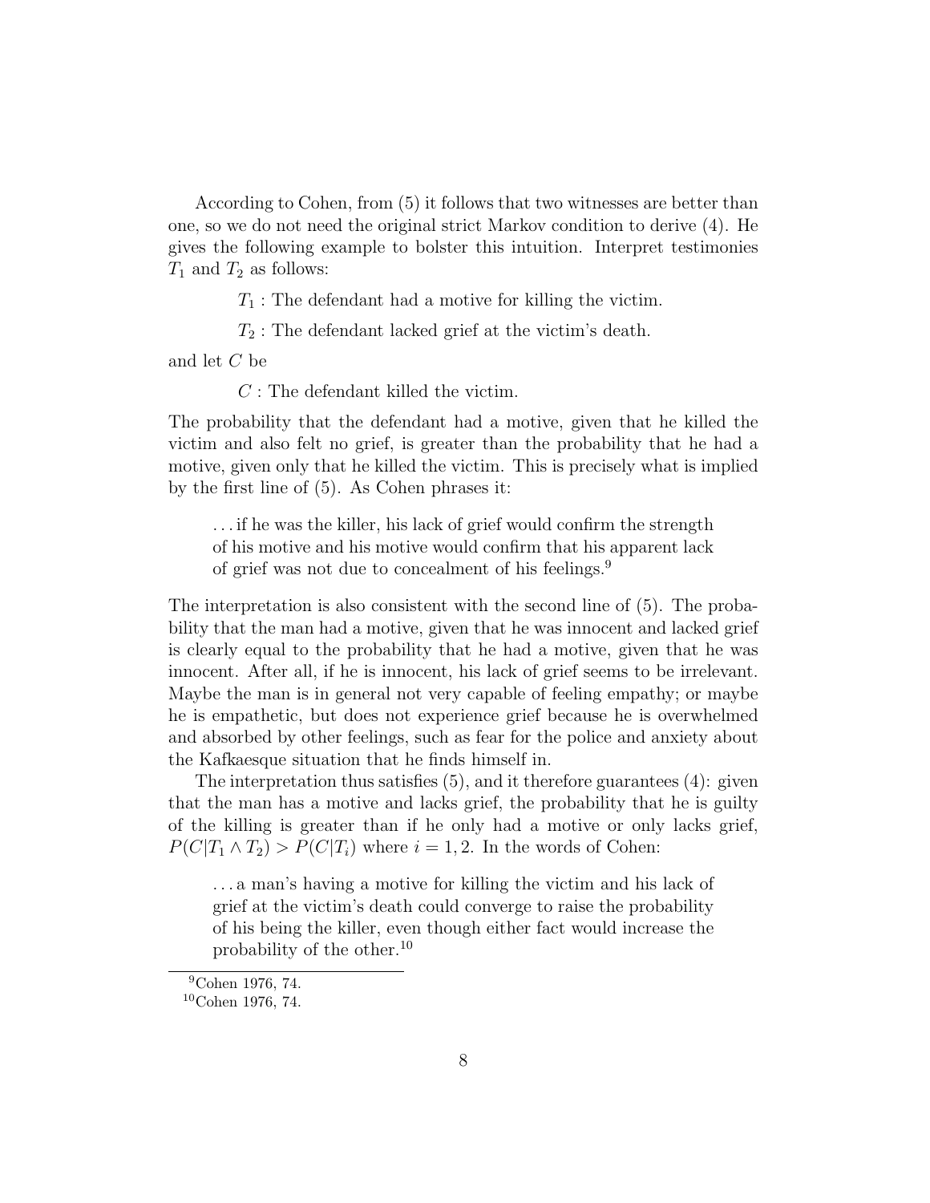According to Cohen, from (5) it follows that two witnesses are better than one, so we do not need the original strict Markov condition to derive (4). He gives the following example to bolster this intuition. Interpret testimonies $T_1$ and $T_2$ as follows:

> $T_1$ : The defendant had a motive for killing the victim.
>
> $T_2$ : The defendant lacked grief at the victim's death.

and let $C$ be

> $C$ : The defendant killed the victim.

The probability that the defendant had a motive, given that he killed the victim and also felt no grief, is greater than the probability that he had a motive, given only that he killed the victim. This is precisely what is implied by the first line of (5). As Cohen phrases it:

> ... if he was the killer, his lack of grief would confirm the strength of his motive and his motive would confirm that his apparent lack of grief was not due to concealment of his feelings.[9]

The interpretation is also consistent with the second line of (5). The probability that the man had a motive, given that he was innocent and lacked grief is clearly equal to the probability that he had a motive, given that he was innocent. After all, if he is innocent, his lack of grief seems to be irrelevant. Maybe the man is in general not very capable of feeling empathy; or maybe he is empathetic, but does not experience grief because he is overwhelmed and absorbed by other feelings, such as fear for the police and anxiety about the Kafkaesque situation that he finds himself in.

The interpretation thus satisfies (5), and it therefore guarantees (4): given that the man has a motive and lacks grief, the probability that he is guilty of the killing is greater than if he only had a motive or only lacks grief, $P(C|T_1 \wedge T_2) > P(C|T_i)$ where $i = 1, 2$. In the words of Cohen:

> ... a man's having a motive for killing the victim and his lack of grief at the victim's death could converge to raise the probability of his being the killer, even though either fact would increase the probability of the other.[10]

[9] Cohen 1976, 74.

[10] Cohen 1976, 74.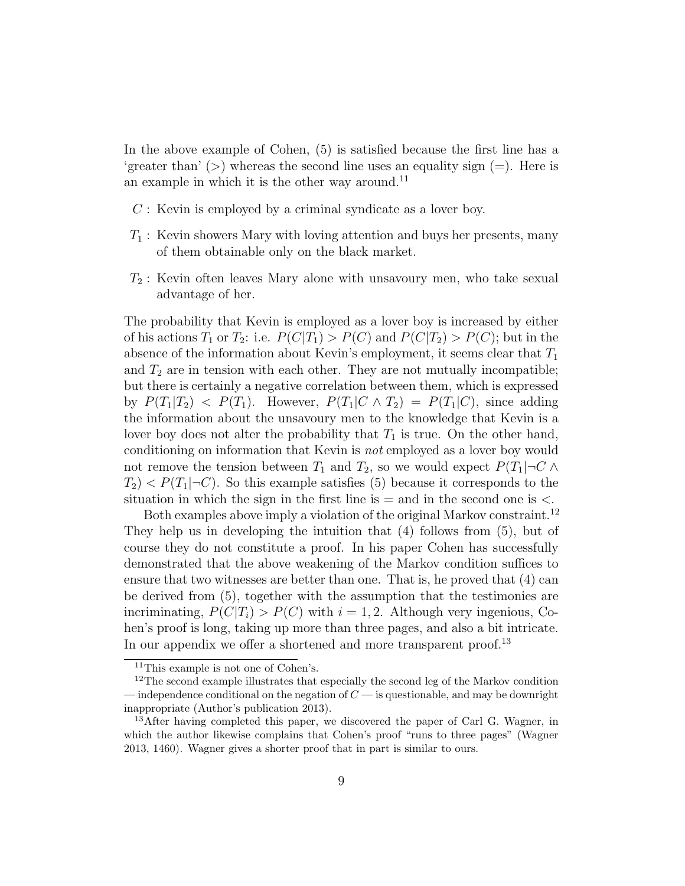In the above example of Cohen, (5) is satisfied because the first line has a 'greater than' ($>$) whereas the second line uses an equality sign ($=$). Here is an example in which it is the other way around.[11]

- $C$ : Kevin is employed by a criminal syndicate as a lover boy.
- $T_1$ : Kevin showers Mary with loving attention and buys her presents, many of them obtainable only on the black market.
- $T_2$ : Kevin often leaves Mary alone with unsavoury men, who take sexual advantage of her.

The probability that Kevin is employed as a lover boy is increased by either of his actions $T_1$ or $T_2$: i.e. $P(C|T_1) > P(C)$ and $P(C|T_2) > P(C)$; but in the absence of the information about Kevin's employment, it seems clear that $T_1$ and $T_2$ are in tension with each other. They are not mutually incompatible; but there is certainly a negative correlation between them, which is expressed by $P(T_1|T_2) < P(T_1)$. However, $P(T_1|C \wedge T_2) = P(T_1|C)$, since adding the information about the unsavoury men to the knowledge that Kevin is a lover boy does not alter the probability that $T_1$ is true. On the other hand, conditioning on information that Kevin is *not* employed as a lover boy would not remove the tension between $T_1$ and $T_2$, so we would expect $P(T_1|\neg C \wedge T_2) < P(T_1|\neg C)$. So this example satisfies (5) because it corresponds to the situation in which the sign in the first line is $=$ and in the second one is $<$.

Both examples above imply a violation of the original Markov constraint.[12] They help us in developing the intuition that (4) follows from (5), but of course they do not constitute a proof. In his paper Cohen has successfully demonstrated that the above weakening of the Markov condition suffices to ensure that two witnesses are better than one. That is, he proved that (4) can be derived from (5), together with the assumption that the testimonies are incriminating, $P(C|T_i) > P(C)$ with $i = 1, 2$. Although very ingenious, Cohen's proof is long, taking up more than three pages, and also a bit intricate. In our appendix we offer a shortened and more transparent proof.[13]

---

[11] This example is not one of Cohen's.

[12] The second example illustrates that especially the second leg of the Markov condition — independence conditional on the negation of $C$ — is questionable, and may be downright inappropriate (Author's publication 2013).

[13] After having completed this paper, we discovered the paper of Carl G. Wagner, in which the author likewise complains that Cohen's proof "runs to three pages" (Wagner 2013, 1460). Wagner gives a shorter proof that in part is similar to ours.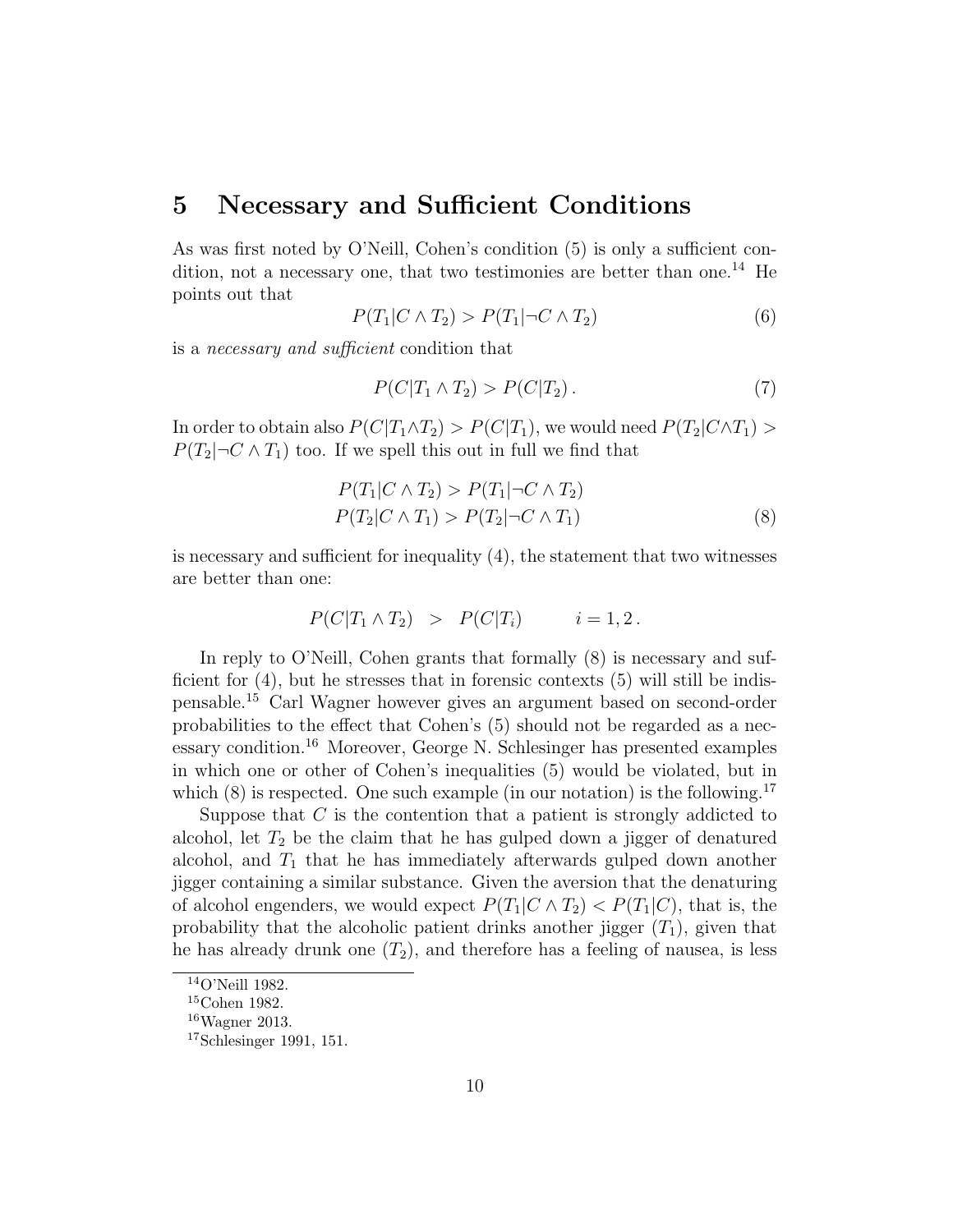## 5 Necessary and Sufficient Conditions

As was first noted by O'Neill, Cohen's condition (5) is only a sufficient condition, not a necessary one, that two testimonies are better than one.[14] He points out that

$$P(T_1|C \wedge T_2) > P(T_1|\neg C \wedge T_2) \tag{6}$$

is a *necessary and sufficient* condition that

$$P(C|T_1 \wedge T_2) > P(C|T_2)\,. \tag{7}$$

In order to obtain also $P(C|T_1 \wedge T_2) > P(C|T_1)$, we would need $P(T_2|C \wedge T_1) > P(T_2|\neg C \wedge T_1)$ too. If we spell this out in full we find that

$$\begin{aligned} P(T_1|C \wedge T_2) &> P(T_1|\neg C \wedge T_2) \\ P(T_2|C \wedge T_1) &> P(T_2|\neg C \wedge T_1) \end{aligned} \tag{8}$$

is necessary and sufficient for inequality (4), the statement that two witnesses are better than one:

$$P(C|T_1 \wedge T_2) \quad > \quad P(C|T_i) \qquad i = 1, 2\,.$$

In reply to O'Neill, Cohen grants that formally (8) is necessary and sufficient for (4), but he stresses that in forensic contexts (5) will still be indispensable.[15] Carl Wagner however gives an argument based on second-order probabilities to the effect that Cohen's (5) should not be regarded as a necessary condition.[16] Moreover, George N. Schlesinger has presented examples in which one or other of Cohen's inequalities (5) would be violated, but in which (8) is respected. One such example (in our notation) is the following.[17]

Suppose that $C$ is the contention that a patient is strongly addicted to alcohol, let $T_2$ be the claim that he has gulped down a jigger of denatured alcohol, and $T_1$ that he has immediately afterwards gulped down another jigger containing a similar substance. Given the aversion that the denaturing of alcohol engenders, we would expect $P(T_1|C \wedge T_2) < P(T_1|C)$, that is, the probability that the alcoholic patient drinks another jigger ($T_1$), given that he has already drunk one ($T_2$), and therefore has a feeling of nausea, is less

[14] O'Neill 1982.

[15] Cohen 1982.

[16] Wagner 2013.

[17] Schlesinger 1991, 151.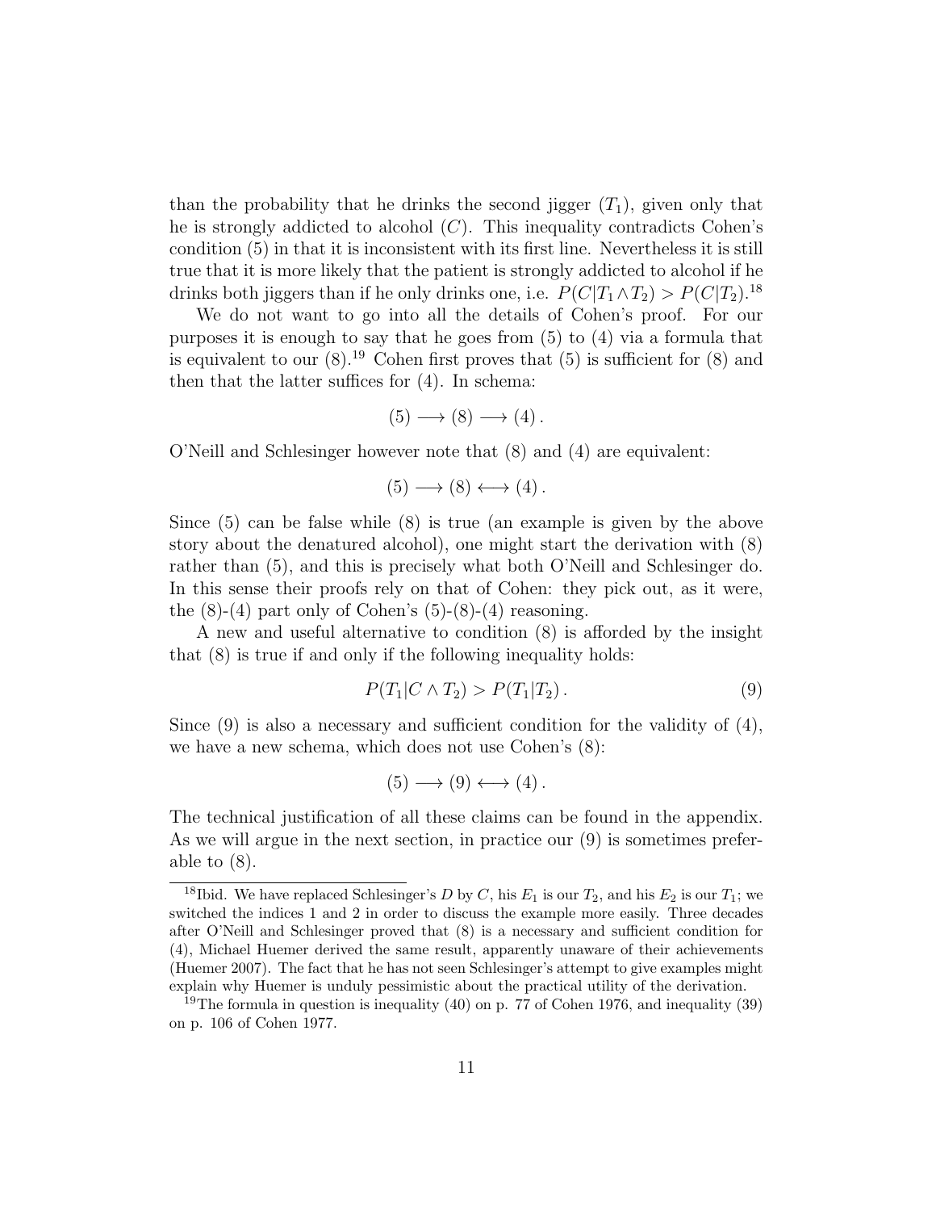than the probability that he drinks the second jigger ($T_1$), given only that he is strongly addicted to alcohol ($C$). This inequality contradicts Cohen's condition (5) in that it is inconsistent with its first line. Nevertheless it is still true that it is more likely that the patient is strongly addicted to alcohol if he drinks both jiggers than if he only drinks one, i.e. $P(C|T_1 \wedge T_2) > P(C|T_2)$.[18]

We do not want to go into all the details of Cohen's proof. For our purposes it is enough to say that he goes from (5) to (4) via a formula that is equivalent to our (8).[19] Cohen first proves that (5) is sufficient for (8) and then that the latter suffices for (4). In schema:

$$(5) \longrightarrow (8) \longrightarrow (4)\,.$$

O'Neill and Schlesinger however note that (8) and (4) are equivalent:

$$(5) \longrightarrow (8) \longleftrightarrow (4)\,.$$

Since (5) can be false while (8) is true (an example is given by the above story about the denatured alcohol), one might start the derivation with (8) rather than (5), and this is precisely what both O'Neill and Schlesinger do. In this sense their proofs rely on that of Cohen: they pick out, as it were, the (8)-(4) part only of Cohen's (5)-(8)-(4) reasoning.

A new and useful alternative to condition (8) is afforded by the insight that (8) is true if and only if the following inequality holds:

$$P(T_1|C \wedge T_2) > P(T_1|T_2)\,. \tag{9}$$

Since (9) is also a necessary and sufficient condition for the validity of (4), we have a new schema, which does not use Cohen's (8):

$$(5) \longrightarrow (9) \longleftrightarrow (4)\,.$$

The technical justification of all these claims can be found in the appendix. As we will argue in the next section, in practice our (9) is sometimes preferable to (8).

[18] Ibid. We have replaced Schlesinger's $D$ by $C$, his $E_1$ is our $T_2$, and his $E_2$ is our $T_1$; we switched the indices 1 and 2 in order to discuss the example more easily. Three decades after O'Neill and Schlesinger proved that (8) is a necessary and sufficient condition for (4), Michael Huemer derived the same result, apparently unaware of their achievements (Huemer 2007). The fact that he has not seen Schlesinger's attempt to give examples might explain why Huemer is unduly pessimistic about the practical utility of the derivation.

[19] The formula in question is inequality (40) on p. 77 of Cohen 1976, and inequality (39) on p. 106 of Cohen 1977.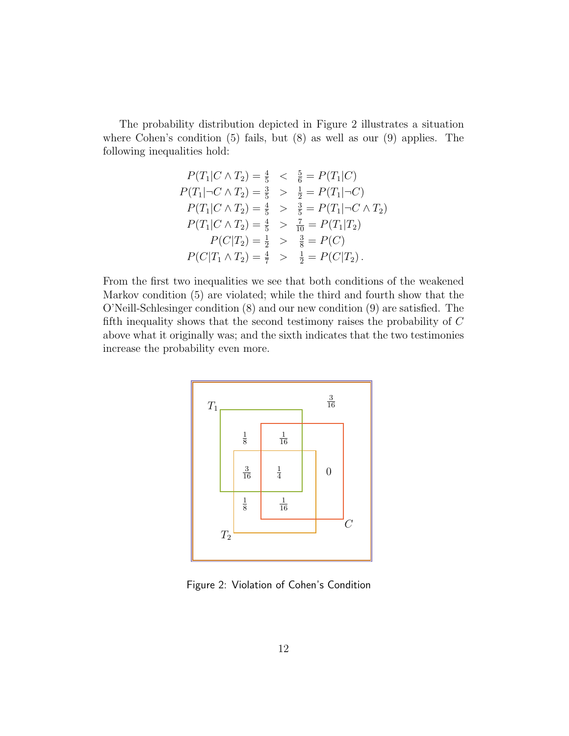The probability distribution depicted in Figure 2 illustrates a situation where Cohen's condition (5) fails, but (8) as well as our (9) applies. The following inequalities hold:

$$
\begin{aligned}
P(T_1|C \wedge T_2) = \tfrac{4}{5} \quad &< \quad \tfrac{5}{6} = P(T_1|C) \\
P(T_1|\neg C \wedge T_2) = \tfrac{3}{5} \quad &> \quad \tfrac{1}{2} = P(T_1|\neg C) \\
P(T_1|C \wedge T_2) = \tfrac{4}{5} \quad &> \quad \tfrac{3}{5} = P(T_1|\neg C \wedge T_2) \\
P(T_1|C \wedge T_2) = \tfrac{4}{5} \quad &> \quad \tfrac{7}{10} = P(T_1|T_2) \\
P(C|T_2) = \tfrac{1}{2} \quad &> \quad \tfrac{3}{8} = P(C) \\
P(C|T_1 \wedge T_2) = \tfrac{4}{7} \quad &> \quad \tfrac{1}{2} = P(C|T_2)\,.
\end{aligned}
$$

From the first two inequalities we see that both conditions of the weakened Markov condition (5) are violated; while the third and fourth show that the O'Neill-Schlesinger condition (8) and our new condition (9) are satisfied. The fifth inequality shows that the second testimony raises the probability of $C$ above what it originally was; and the sixth indicates that the two testimonies increase the probability even more.

Figure 2: Violation of Cohen's Condition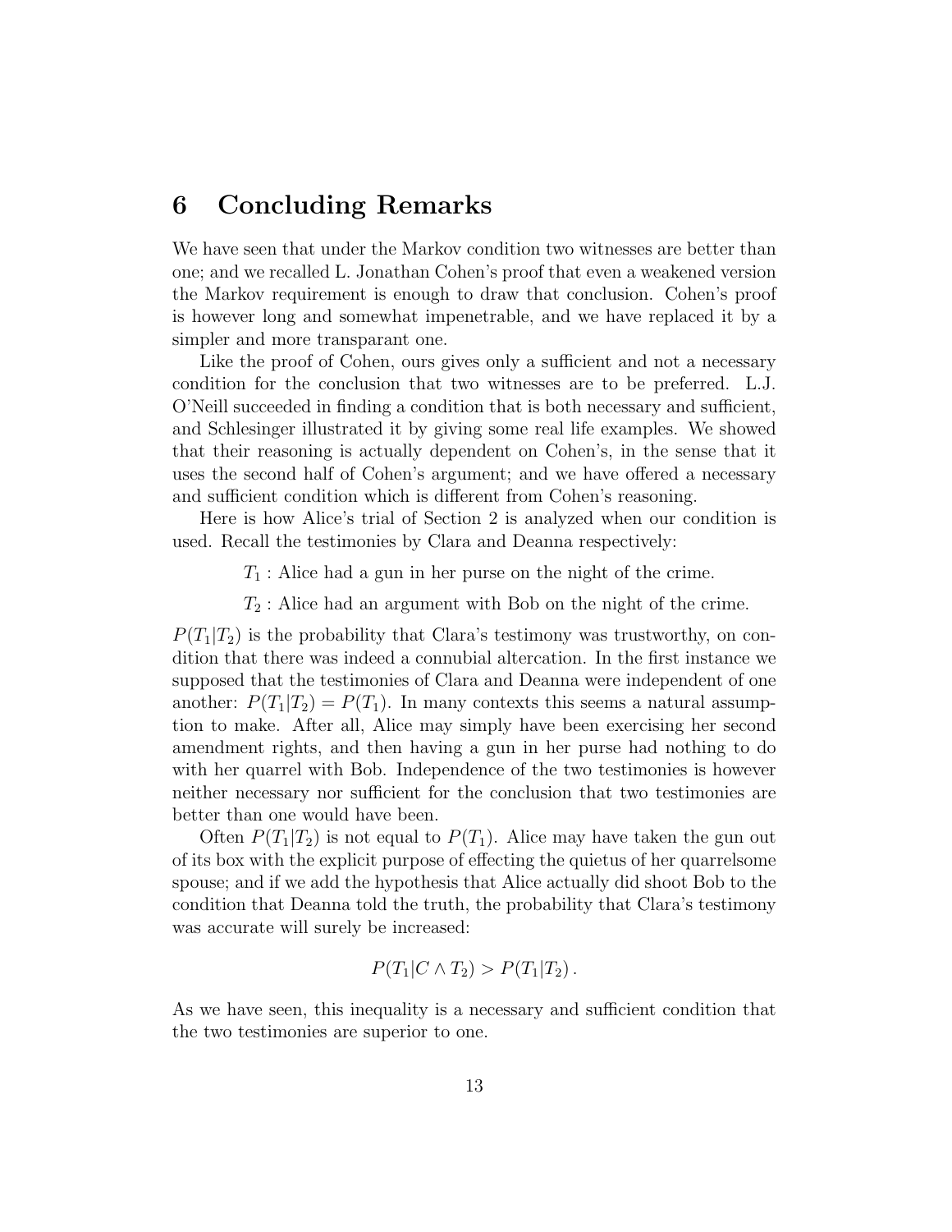## 6 Concluding Remarks

We have seen that under the Markov condition two witnesses are better than one; and we recalled L. Jonathan Cohen's proof that even a weakened version the Markov requirement is enough to draw that conclusion. Cohen's proof is however long and somewhat impenetrable, and we have replaced it by a simpler and more transparant one.

Like the proof of Cohen, ours gives only a sufficient and not a necessary condition for the conclusion that two witnesses are to be preferred. L.J. O'Neill succeeded in finding a condition that is both necessary and sufficient, and Schlesinger illustrated it by giving some real life examples. We showed that their reasoning is actually dependent on Cohen's, in the sense that it uses the second half of Cohen's argument; and we have offered a necessary and sufficient condition which is different from Cohen's reasoning.

Here is how Alice's trial of Section 2 is analyzed when our condition is used. Recall the testimonies by Clara and Deanna respectively:

$T_1$ : Alice had a gun in her purse on the night of the crime.

$T_2$ : Alice had an argument with Bob on the night of the crime.

$P(T_1|T_2)$ is the probability that Clara's testimony was trustworthy, on condition that there was indeed a connubial altercation. In the first instance we supposed that the testimonies of Clara and Deanna were independent of one another: $P(T_1|T_2) = P(T_1)$. In many contexts this seems a natural assumption to make. After all, Alice may simply have been exercising her second amendment rights, and then having a gun in her purse had nothing to do with her quarrel with Bob. Independence of the two testimonies is however neither necessary nor sufficient for the conclusion that two testimonies are better than one would have been.

Often $P(T_1|T_2)$ is not equal to $P(T_1)$. Alice may have taken the gun out of its box with the explicit purpose of effecting the quietus of her quarrelsome spouse; and if we add the hypothesis that Alice actually did shoot Bob to the condition that Deanna told the truth, the probability that Clara's testimony was accurate will surely be increased:

$$P(T_1|C \wedge T_2) > P(T_1|T_2)\,.$$

As we have seen, this inequality is a necessary and sufficient condition that the two testimonies are superior to one.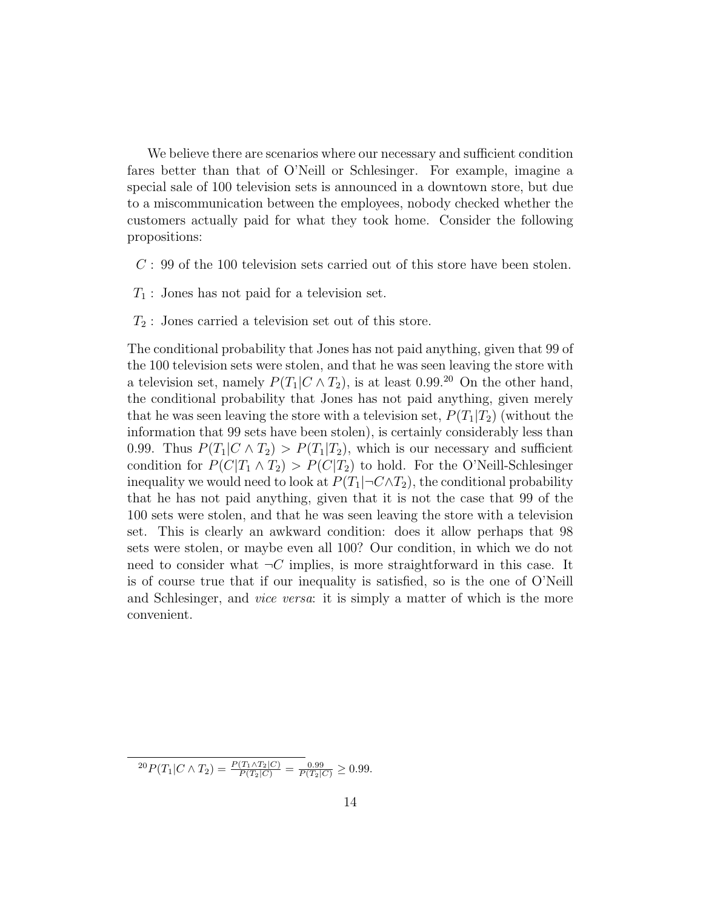We believe there are scenarios where our necessary and sufficient condition fares better than that of O'Neill or Schlesinger. For example, imagine a special sale of 100 television sets is announced in a downtown store, but due to a miscommunication between the employees, nobody checked whether the customers actually paid for what they took home. Consider the following propositions:

$C$ : 99 of the 100 television sets carried out of this store have been stolen.

$T_1$ : Jones has not paid for a television set.

$T_2$ : Jones carried a television set out of this store.

The conditional probability that Jones has not paid anything, given that 99 of the 100 television sets were stolen, and that he was seen leaving the store with a television set, namely $P(T_1|C \wedge T_2)$, is at least 0.99.[20] On the other hand, the conditional probability that Jones has not paid anything, given merely that he was seen leaving the store with a television set, $P(T_1|T_2)$ (without the information that 99 sets have been stolen), is certainly considerably less than 0.99. Thus $P(T_1|C \wedge T_2) > P(T_1|T_2)$, which is our necessary and sufficient condition for $P(C|T_1 \wedge T_2) > P(C|T_2)$ to hold. For the O'Neill-Schlesinger inequality we would need to look at $P(T_1|\neg C \wedge T_2)$, the conditional probability that he has not paid anything, given that it is not the case that 99 of the 100 sets were stolen, and that he was seen leaving the store with a television set. This is clearly an awkward condition: does it allow perhaps that 98 sets were stolen, or maybe even all 100? Our condition, in which we do not need to consider what $\neg C$ implies, is more straightforward in this case. It is of course true that if our inequality is satisfied, so is the one of O'Neill and Schlesinger, and *vice versa*: it is simply a matter of which is the more convenient.

---

[20] $P(T_1|C \wedge T_2) = \frac{P(T_1 \wedge T_2|C)}{P(T_2|C)} = \frac{0.99}{P(T_2|C)} \geq 0.99$.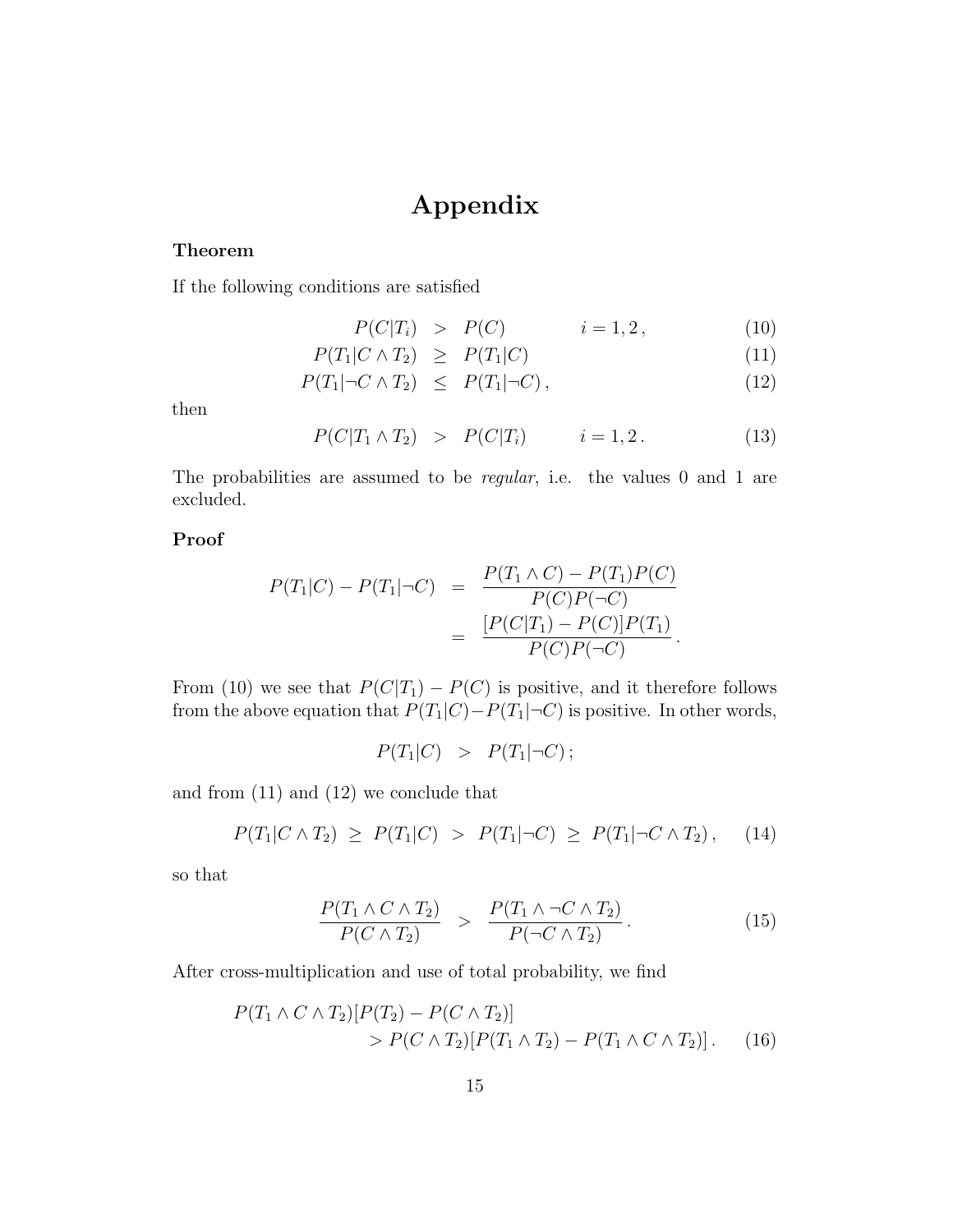# Appendix

**Theorem**

If the following conditions are satisfied

$$
\begin{aligned}
P(C|T_i) &> P(C) \qquad i = 1, 2\,, & (10)\\
P(T_1|C \wedge T_2) &\geq P(T_1|C) & (11)\\
P(T_1|\neg C \wedge T_2) &\leq P(T_1|\neg C)\,, & (12)
\end{aligned}
$$

then

$$
P(C|T_1 \wedge T_2) > P(C|T_i) \qquad i = 1, 2\,. \tag{13}
$$

The probabilities are assumed to be *regular*, i.e. the values 0 and 1 are excluded.

**Proof**

$$
\begin{aligned}
P(T_1|C) - P(T_1|\neg C) &= \frac{P(T_1 \wedge C) - P(T_1)P(C)}{P(C)P(\neg C)}\\
&= \frac{[P(C|T_1) - P(C)]P(T_1)}{P(C)P(\neg C)}\,.
\end{aligned}
$$

From (10) we see that $P(C|T_1) - P(C)$ is positive, and it therefore follows from the above equation that $P(T_1|C) - P(T_1|\neg C)$ is positive. In other words,

$$
P(T_1|C) > P(T_1|\neg C)\,;
$$

and from (11) and (12) we conclude that

$$
P(T_1|C \wedge T_2) \geq P(T_1|C) > P(T_1|\neg C) \geq P(T_1|\neg C \wedge T_2)\,, \tag{14}
$$

so that

$$
\frac{P(T_1 \wedge C \wedge T_2)}{P(C \wedge T_2)} > \frac{P(T_1 \wedge \neg C \wedge T_2)}{P(\neg C \wedge T_2)}\,. \tag{15}
$$

After cross-multiplication and use of total probability, we find

$$
\begin{aligned}
&P(T_1 \wedge C \wedge T_2)[P(T_2) - P(C \wedge T_2)]\\
&\qquad > P(C \wedge T_2)[P(T_1 \wedge T_2) - P(T_1 \wedge C \wedge T_2)]\,. 
\end{aligned} \tag{16}
$$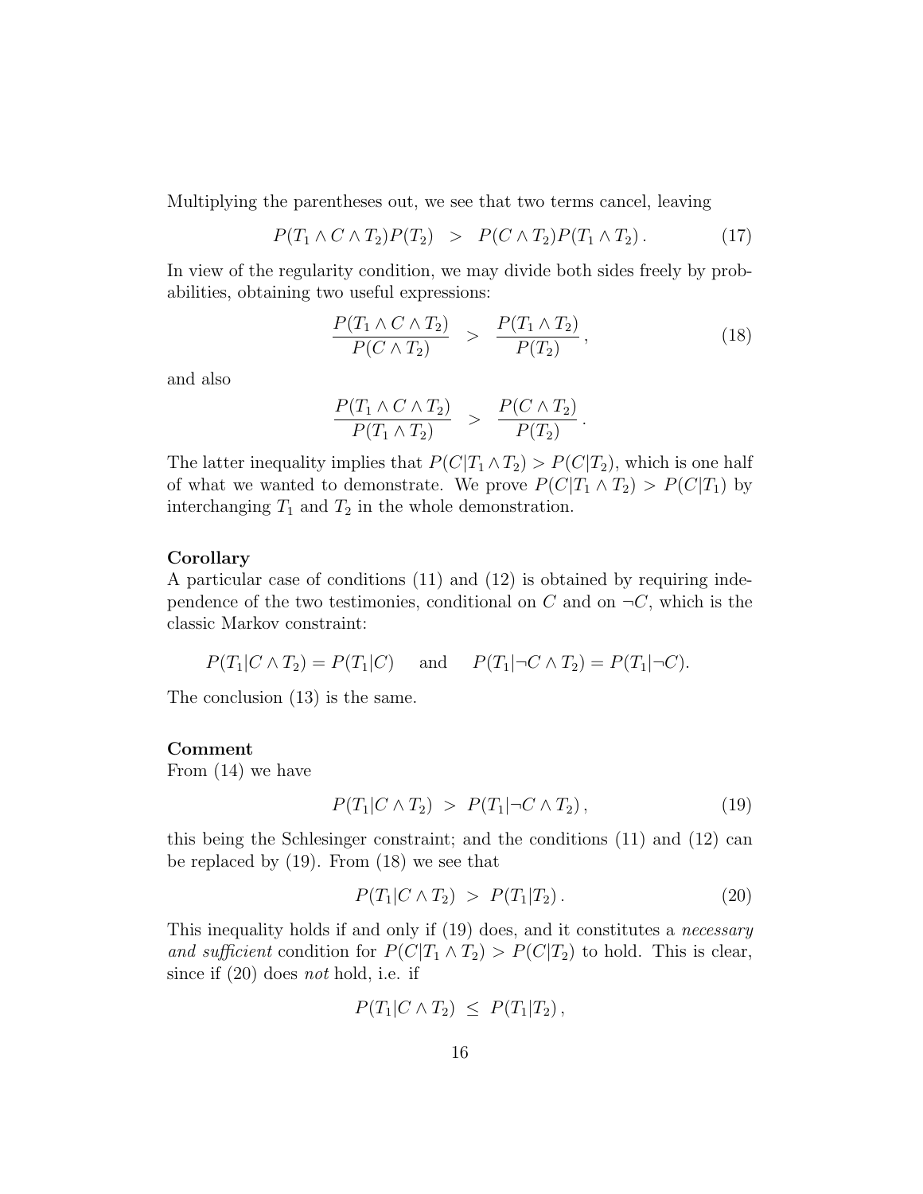Multiplying the parentheses out, we see that two terms cancel, leaving

$$P(T_1 \wedge C \wedge T_2)P(T_2) \;\; > \;\; P(C \wedge T_2)P(T_1 \wedge T_2)\,. \tag{17}$$

In view of the regularity condition, we may divide both sides freely by probabilities, obtaining two useful expressions:

$$\frac{P(T_1 \wedge C \wedge T_2)}{P(C \wedge T_2)} \;\; > \;\; \frac{P(T_1 \wedge T_2)}{P(T_2)}\,, \tag{18}$$

and also

$$\frac{P(T_1 \wedge C \wedge T_2)}{P(T_1 \wedge T_2)} \;\; > \;\; \frac{P(C \wedge T_2)}{P(T_2)}\,.$$

The latter inequality implies that $P(C|T_1 \wedge T_2) > P(C|T_2)$, which is one half of what we wanted to demonstrate. We prove $P(C|T_1 \wedge T_2) > P(C|T_1)$ by interchanging $T_1$ and $T_2$ in the whole demonstration.

**Corollary**
A particular case of conditions (11) and (12) is obtained by requiring independence of the two testimonies, conditional on $C$ and on $\neg C$, which is the classic Markov constraint:

$$P(T_1|C \wedge T_2) = P(T_1|C) \quad \text{and} \quad P(T_1|\neg C \wedge T_2) = P(T_1|\neg C).$$

The conclusion (13) is the same.

**Comment**
From (14) we have

$$P(T_1|C \wedge T_2) \; > \; P(T_1|\neg C \wedge T_2)\,, \tag{19}$$

this being the Schlesinger constraint; and the conditions (11) and (12) can be replaced by (19). From (18) we see that

$$P(T_1|C \wedge T_2) \; > \; P(T_1|T_2)\,. \tag{20}$$

This inequality holds if and only if (19) does, and it constitutes a *necessary and sufficient* condition for $P(C|T_1 \wedge T_2) > P(C|T_2)$ to hold. This is clear, since if (20) does *not* hold, i.e. if

$$P(T_1|C \wedge T_2) \; \leq \; P(T_1|T_2)\,,$$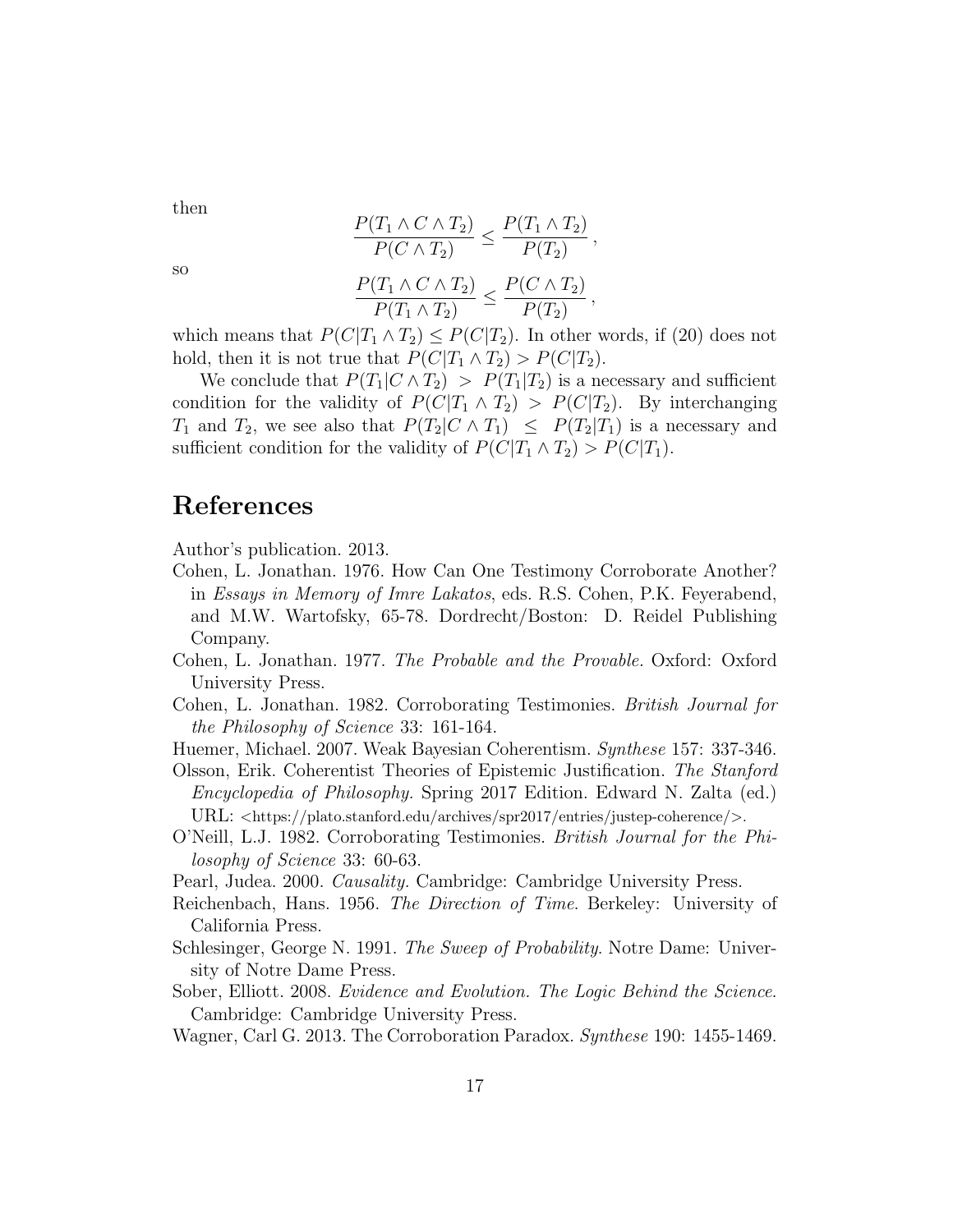then

$$\frac{P(T_1 \wedge C \wedge T_2)}{P(C \wedge T_2)} \leq \frac{P(T_1 \wedge T_2)}{P(T_2)},$$

so

$$\frac{P(T_1 \wedge C \wedge T_2)}{P(T_1 \wedge T_2)} \leq \frac{P(C \wedge T_2)}{P(T_2)},$$

which means that $P(C|T_1 \wedge T_2) \leq P(C|T_2)$. In other words, if (20) does not hold, then it is not true that $P(C|T_1 \wedge T_2) > P(C|T_2)$.

We conclude that $P(T_1|C \wedge T_2) > P(T_1|T_2)$ is a necessary and sufficient condition for the validity of $P(C|T_1 \wedge T_2) > P(C|T_2)$. By interchanging $T_1$ and $T_2$, we see also that $P(T_2|C \wedge T_1) \leq P(T_2|T_1)$ is a necessary and sufficient condition for the validity of $P(C|T_1 \wedge T_2) > P(C|T_1)$.

# References

Author's publication. 2013.

Cohen, L. Jonathan. 1976. How Can One Testimony Corroborate Another? in *Essays in Memory of Imre Lakatos*, eds. R.S. Cohen, P.K. Feyerabend, and M.W. Wartofsky, 65-78. Dordrecht/Boston: D. Reidel Publishing Company.

Cohen, L. Jonathan. 1977. *The Probable and the Provable.* Oxford: Oxford University Press.

Cohen, L. Jonathan. 1982. Corroborating Testimonies. *British Journal for the Philosophy of Science* 33: 161-164.

Huemer, Michael. 2007. Weak Bayesian Coherentism. *Synthese* 157: 337-346.

Olsson, Erik. Coherentist Theories of Epistemic Justification. *The Stanford Encyclopedia of Philosophy.* Spring 2017 Edition. Edward N. Zalta (ed.) URL: <https://plato.stanford.edu/archives/spr2017/entries/justep-coherence/>.

O'Neill, L.J. 1982. Corroborating Testimonies. *British Journal for the Philosophy of Science* 33: 60-63.

Pearl, Judea. 2000. *Causality.* Cambridge: Cambridge University Press.

Reichenbach, Hans. 1956. *The Direction of Time*. Berkeley: University of California Press.

Schlesinger, George N. 1991. *The Sweep of Probability.* Notre Dame: University of Notre Dame Press.

Sober, Elliott. 2008. *Evidence and Evolution. The Logic Behind the Science*. Cambridge: Cambridge University Press.

Wagner, Carl G. 2013. The Corroboration Paradox. *Synthese* 190: 1455-1469.